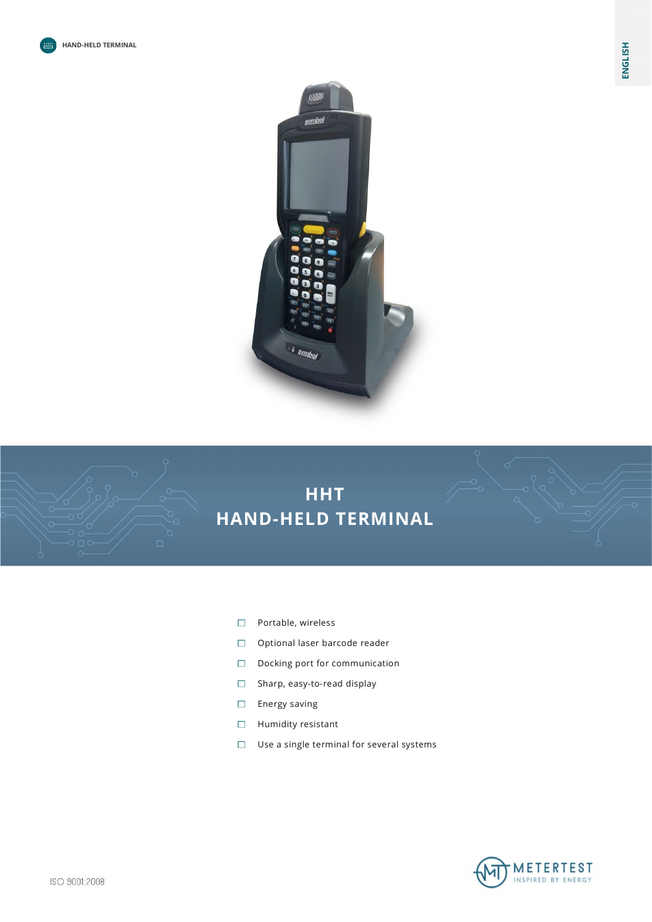HAND-HELD TERMINAL

ENGLISH

# HHT
# HAND-HELD TERMINAL

- Portable, wireless
- Optional laser barcode reader
- Docking port for communication
- Sharp, easy-to-read display
- Energy saving
- Humidity resistant
- Use a single terminal for several systems

ISO 9001:2008

METERTEST
INSPIRED BY ENERGY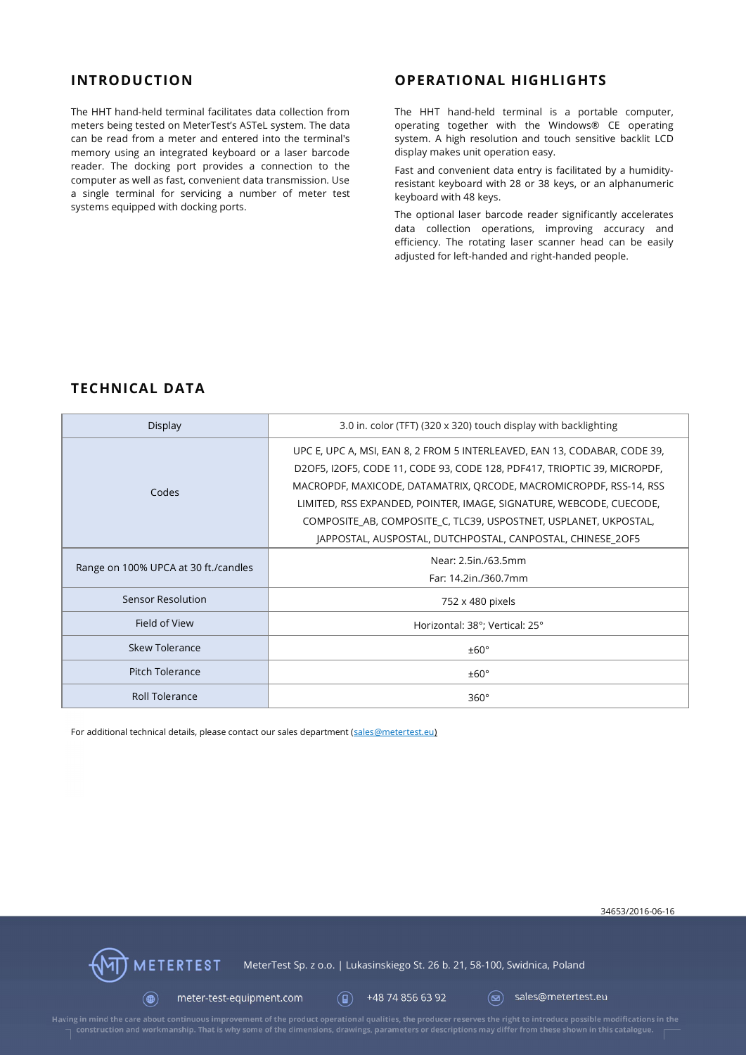## INTRODUCTION

The HHT hand-held terminal facilitates data collection from meters being tested on MeterTest's ASTeL system. The data can be read from a meter and entered into the terminal's memory using an integrated keyboard or a laser barcode reader. The docking port provides a connection to the computer as well as fast, convenient data transmission. Use a single terminal for servicing a number of meter test systems equipped with docking ports.

## OPERATIONAL HIGHLIGHTS

The HHT hand-held terminal is a portable computer, operating together with the Windows® CE operating system. A high resolution and touch sensitive backlit LCD display makes unit operation easy.

Fast and convenient data entry is facilitated by a humidity-resistant keyboard with 28 or 38 keys, or an alphanumeric keyboard with 48 keys.

The optional laser barcode reader significantly accelerates data collection operations, improving accuracy and efficiency. The rotating laser scanner head can be easily adjusted for left-handed and right-handed people.

## TECHNICAL DATA

| | |
|---|---|
| Display | 3.0 in. color (TFT) (320 x 320) touch display with backlighting |
| Codes | UPC E, UPC A, MSI, EAN 8, 2 FROM 5 INTERLEAVED, EAN 13, CODABAR, CODE 39, D2OF5, I2OF5, CODE 11, CODE 93, CODE 128, PDF417, TRIOPTIC 39, MICROPDF, MACROPDF, MAXICODE, DATAMATRIX, QRCODE, MACROMICROPDF, RSS-14, RSS LIMITED, RSS EXPANDED, POINTER, IMAGE, SIGNATURE, WEBCODE, CUECODE, COMPOSITE_AB, COMPOSITE_C, TLC39, USPOSTNET, USPLANET, UKPOSTAL, JAPPOSTAL, AUSPOSTAL, DUTCHPOSTAL, CANPOSTAL, CHINESE_2OF5 |
| Range on 100% UPCA at 30 ft./candles | Near: 2.5in./63.5mm<br>Far: 14.2in./360.7mm |
| Sensor Resolution | 752 x 480 pixels |
| Field of View | Horizontal: 38°; Vertical: 25° |
| Skew Tolerance | ±60° |
| Pitch Tolerance | ±60° |
| Roll Tolerance | 360° |

For additional technical details, please contact our sales department (sales@metertest.eu)

34653/2016-06-16

METERTEST MeterTest Sp. z o.o. | Lukasinskiego St. 26 b. 21, 58-100, Swidnica, Poland

meter-test-equipment.com +48 74 856 63 92 sales@metertest.eu

Having in mind the care about continuous improvement of the product operational qualities, the producer reserves the right to introduce possible modifications in the construction and workmanship. That is why some of the dimensions, drawings, parameters or descriptions may differ from these shown in this catalogue.